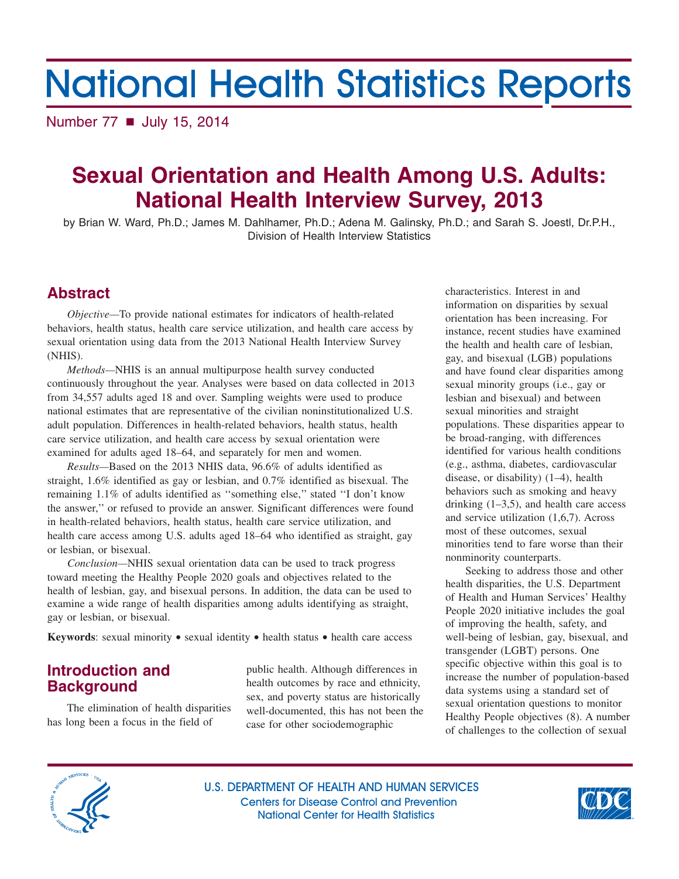# National Health Statistics Reports

Number 77 ■ July 15, 2014

## Sexual Orientation and Health Among U.S. Adults: National Health Interview Survey, 2013

by Brian W. Ward, Ph.D.; James M. Dahlhamer, Ph.D.; Adena M. Galinsky, Ph.D.; and Sarah S. Joestl, Dr.P.H., Division of Health Interview Statistics

## Abstract

*Objective*—To provide national estimates for indicators of health-related behaviors, health status, health care service utilization, and health care access by sexual orientation using data from the 2013 National Health Interview Survey (NHIS).

*Methods*—NHIS is an annual multipurpose health survey conducted continuously throughout the year. Analyses were based on data collected in 2013 from 34,557 adults aged 18 and over. Sampling weights were used to produce national estimates that are representative of the civilian noninstitutionalized U.S. adult population. Differences in health-related behaviors, health status, health care service utilization, and health care access by sexual orientation were examined for adults aged 18–64, and separately for men and women.

*Results*—Based on the 2013 NHIS data, 96.6% of adults identified as straight, 1.6% identified as gay or lesbian, and 0.7% identified as bisexual. The remaining 1.1% of adults identified as ''something else,'' stated ''I don't know the answer,'' or refused to provide an answer. Significant differences were found in health-related behaviors, health status, health care service utilization, and health care access among U.S. adults aged 18–64 who identified as straight, gay or lesbian, or bisexual.

*Conclusion*—NHIS sexual orientation data can be used to track progress toward meeting the Healthy People 2020 goals and objectives related to the health of lesbian, gay, and bisexual persons. In addition, the data can be used to examine a wide range of health disparities among adults identifying as straight, gay or lesbian, or bisexual.

**Keywords**: sexual minority • sexual identity • health status • health care access

## Introduction and Background

The elimination of health disparities has long been a focus in the field of public health. Although differences in health outcomes by race and ethnicity, sex, and poverty status are historically well-documented, this has not been the case for other sociodemographic characteristics. Interest in and information on disparities by sexual orientation has been increasing. For instance, recent studies have examined the health and health care of lesbian, gay, and bisexual (LGB) populations and have found clear disparities among sexual minority groups (i.e., gay or lesbian and bisexual) and between sexual minorities and straight populations. These disparities appear to be broad-ranging, with differences identified for various health conditions (e.g., asthma, diabetes, cardiovascular disease, or disability) (1–4), health behaviors such as smoking and heavy drinking (1–3,5), and health care access and service utilization (1,6,7). Across most of these outcomes, sexual minorities tend to fare worse than their nonminority counterparts.

Seeking to address those and other health disparities, the U.S. Department of Health and Human Services' Healthy People 2020 initiative includes the goal of improving the health, safety, and well-being of lesbian, gay, bisexual, and transgender (LGBT) persons. One specific objective within this goal is to increase the number of population-based data systems using a standard set of sexual orientation questions to monitor Healthy People objectives (8). A number of challenges to the collection of sexual

U.S. DEPARTMENT OF HEALTH AND HUMAN SERVICES
Centers for Disease Control and Prevention
National Center for Health Statistics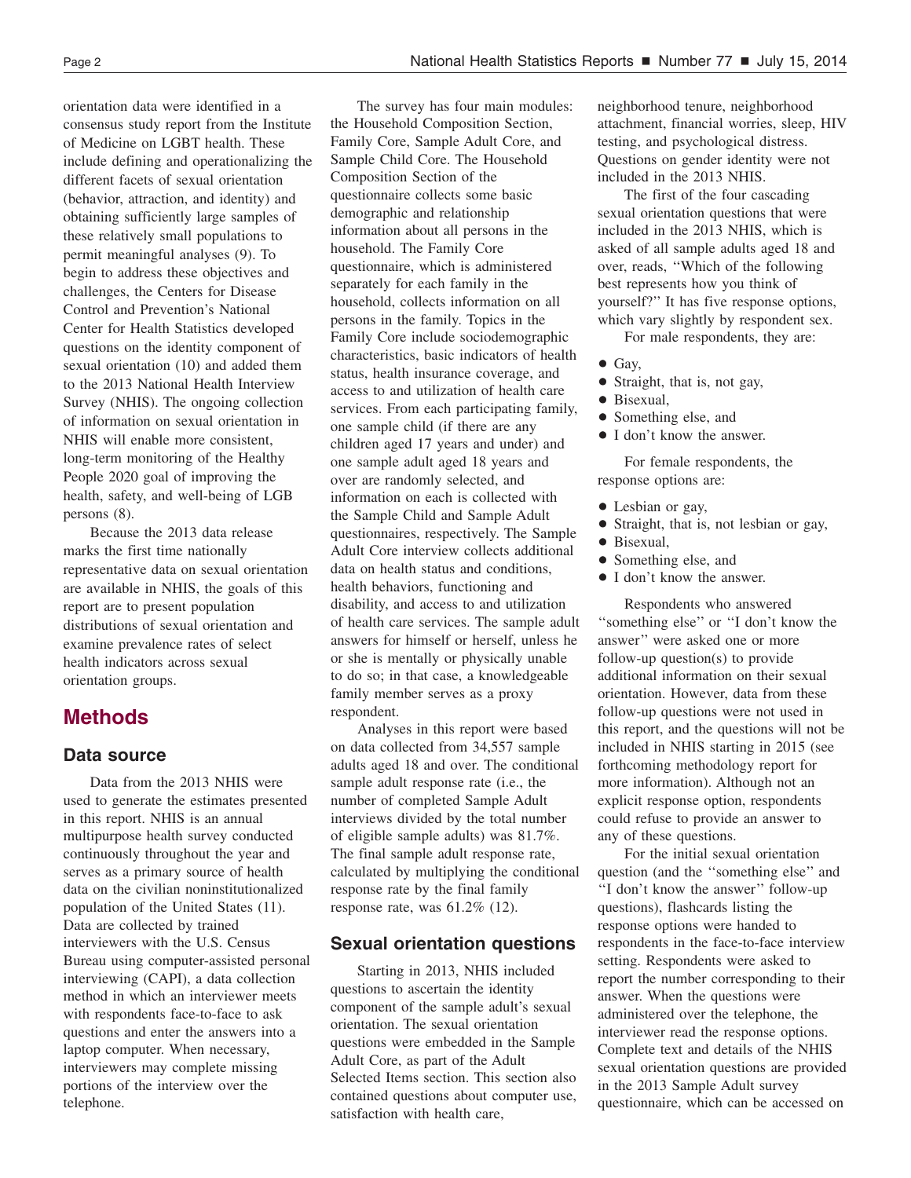orientation data were identified in a consensus study report from the Institute of Medicine on LGBT health. These include defining and operationalizing the different facets of sexual orientation (behavior, attraction, and identity) and obtaining sufficiently large samples of these relatively small populations to permit meaningful analyses (9). To begin to address these objectives and challenges, the Centers for Disease Control and Prevention's National Center for Health Statistics developed questions on the identity component of sexual orientation (10) and added them to the 2013 National Health Interview Survey (NHIS). The ongoing collection of information on sexual orientation in NHIS will enable more consistent, long-term monitoring of the Healthy People 2020 goal of improving the health, safety, and well-being of LGB persons (8).

Because the 2013 data release marks the first time nationally representative data on sexual orientation are available in NHIS, the goals of this report are to present population distributions of sexual orientation and examine prevalence rates of select health indicators across sexual orientation groups.

## Methods

### Data source

Data from the 2013 NHIS were used to generate the estimates presented in this report. NHIS is an annual multipurpose health survey conducted continuously throughout the year and serves as a primary source of health data on the civilian noninstitutionalized population of the United States (11). Data are collected by trained interviewers with the U.S. Census Bureau using computer-assisted personal interviewing (CAPI), a data collection method in which an interviewer meets with respondents face-to-face to ask questions and enter the answers into a laptop computer. When necessary, interviewers may complete missing portions of the interview over the telephone.

The survey has four main modules: the Household Composition Section, Family Core, Sample Adult Core, and Sample Child Core. The Household Composition Section of the questionnaire collects some basic demographic and relationship information about all persons in the household. The Family Core questionnaire, which is administered separately for each family in the household, collects information on all persons in the family. Topics in the Family Core include sociodemographic characteristics, basic indicators of health status, health insurance coverage, and access to and utilization of health care services. From each participating family, one sample child (if there are any children aged 17 years and under) and one sample adult aged 18 years and over are randomly selected, and information on each is collected with the Sample Child and Sample Adult questionnaires, respectively. The Sample Adult Core interview collects additional data on health status and conditions, health behaviors, functioning and disability, and access to and utilization of health care services. The sample adult answers for himself or herself, unless he or she is mentally or physically unable to do so; in that case, a knowledgeable family member serves as a proxy respondent.

Analyses in this report were based on data collected from 34,557 sample adults aged 18 and over. The conditional sample adult response rate (i.e., the number of completed Sample Adult interviews divided by the total number of eligible sample adults) was 81.7%. The final sample adult response rate, calculated by multiplying the conditional response rate by the final family response rate, was 61.2% (12).

### Sexual orientation questions

Starting in 2013, NHIS included questions to ascertain the identity component of the sample adult's sexual orientation. The sexual orientation questions were embedded in the Sample Adult Core, as part of the Adult Selected Items section. This section also contained questions about computer use, satisfaction with health care, neighborhood tenure, neighborhood attachment, financial worries, sleep, HIV testing, and psychological distress. Questions on gender identity were not included in the 2013 NHIS.

The first of the four cascading sexual orientation questions that were included in the 2013 NHIS, which is asked of all sample adults aged 18 and over, reads, "Which of the following best represents how you think of yourself?" It has five response options, which vary slightly by respondent sex.

For male respondents, they are:

- Gay,
- Straight, that is, not gay,
- Bisexual,
- Something else, and
- I don't know the answer.

For female respondents, the response options are:

- Lesbian or gay,
- Straight, that is, not lesbian or gay,
- Bisexual,
- Something else, and
- I don't know the answer.

Respondents who answered "something else" or "I don't know the answer" were asked one or more follow-up question(s) to provide additional information on their sexual orientation. However, data from these follow-up questions were not used in this report, and the questions will not be included in NHIS starting in 2015 (see forthcoming methodology report for more information). Although not an explicit response option, respondents could refuse to provide an answer to any of these questions.

For the initial sexual orientation question (and the "something else" and "I don't know the answer" follow-up questions), flashcards listing the response options were handed to respondents in the face-to-face interview setting. Respondents were asked to report the number corresponding to their answer. When the questions were administered over the telephone, the interviewer read the response options. Complete text and details of the NHIS sexual orientation questions are provided in the 2013 Sample Adult survey questionnaire, which can be accessed on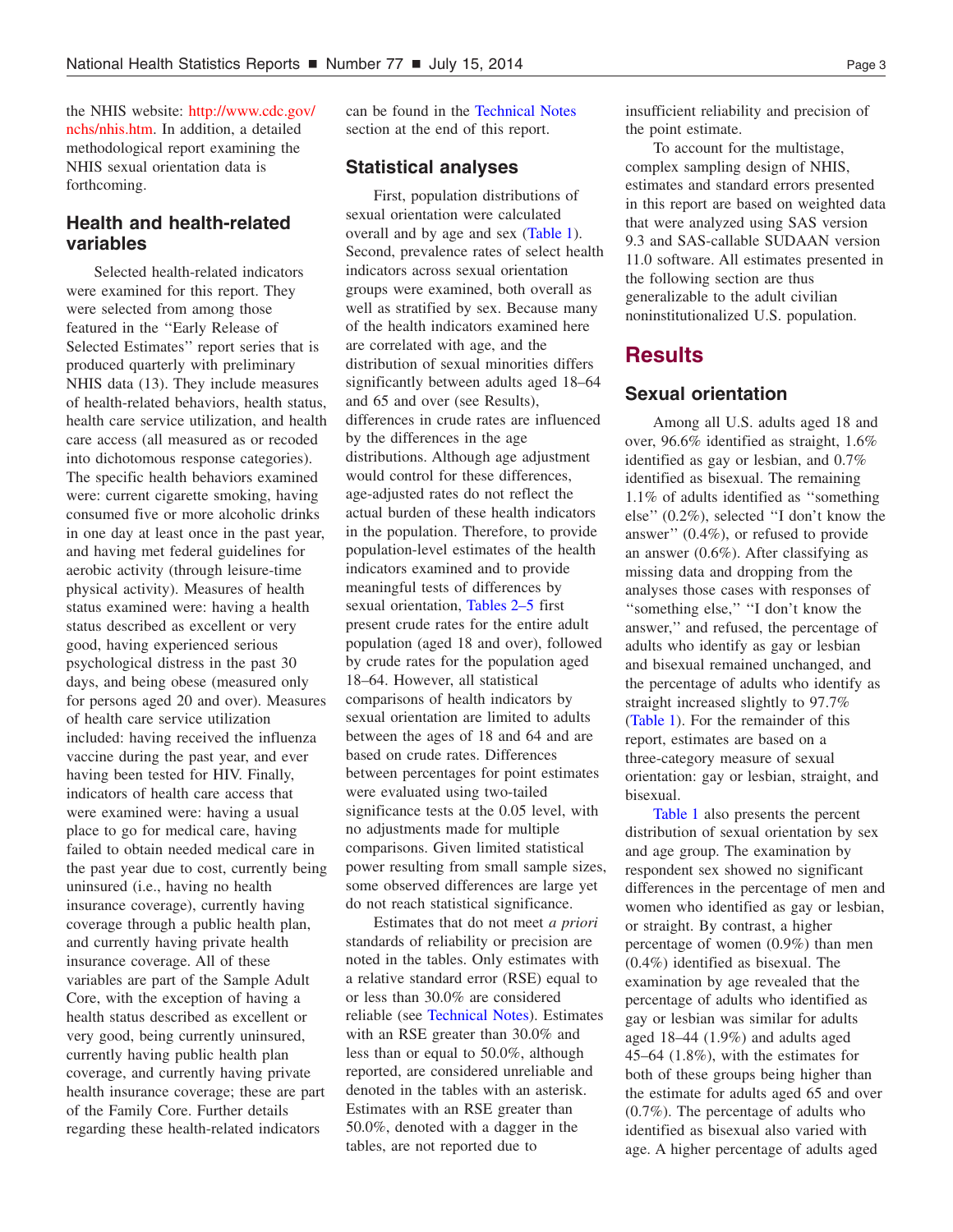the NHIS website: http://www.cdc.gov/nchs/nhis.htm. In addition, a detailed methodological report examining the NHIS sexual orientation data is forthcoming.

## Health and health-related variables

Selected health-related indicators were examined for this report. They were selected from among those featured in the ''Early Release of Selected Estimates'' report series that is produced quarterly with preliminary NHIS data (13). They include measures of health-related behaviors, health status, health care service utilization, and health care access (all measured as or recoded into dichotomous response categories). The specific health behaviors examined were: current cigarette smoking, having consumed five or more alcoholic drinks in one day at least once in the past year, and having met federal guidelines for aerobic activity (through leisure-time physical activity). Measures of health status examined were: having a health status described as excellent or very good, having experienced serious psychological distress in the past 30 days, and being obese (measured only for persons aged 20 and over). Measures of health care service utilization included: having received the influenza vaccine during the past year, and ever having been tested for HIV. Finally, indicators of health care access that were examined were: having a usual place to go for medical care, having failed to obtain needed medical care in the past year due to cost, currently being uninsured (i.e., having no health insurance coverage), currently having coverage through a public health plan, and currently having private health insurance coverage. All of these variables are part of the Sample Adult Core, with the exception of having a health status described as excellent or very good, being currently uninsured, currently having public health plan coverage, and currently having private health insurance coverage; these are part of the Family Core. Further details regarding these health-related indicators can be found in the Technical Notes section at the end of this report.

## Statistical analyses

First, population distributions of sexual orientation were calculated overall and by age and sex (Table 1). Second, prevalence rates of select health indicators across sexual orientation groups were examined, both overall as well as stratified by sex. Because many of the health indicators examined here are correlated with age, and the distribution of sexual minorities differs significantly between adults aged 18–64 and 65 and over (see Results), differences in crude rates are influenced by the differences in the age distributions. Although age adjustment would control for these differences, age-adjusted rates do not reflect the actual burden of these health indicators in the population. Therefore, to provide population-level estimates of the health indicators examined and to provide meaningful tests of differences by sexual orientation, Tables 2–5 first present crude rates for the entire adult population (aged 18 and over), followed by crude rates for the population aged 18–64. However, all statistical comparisons of health indicators by sexual orientation are limited to adults between the ages of 18 and 64 and are based on crude rates. Differences between percentages for point estimates were evaluated using two-tailed significance tests at the 0.05 level, with no adjustments made for multiple comparisons. Given limited statistical power resulting from small sample sizes, some observed differences are large yet do not reach statistical significance.

Estimates that do not meet *a priori* standards of reliability or precision are noted in the tables. Only estimates with a relative standard error (RSE) equal to or less than 30.0% are considered reliable (see Technical Notes). Estimates with an RSE greater than 30.0% and less than or equal to 50.0%, although reported, are considered unreliable and denoted in the tables with an asterisk. Estimates with an RSE greater than 50.0%, denoted with a dagger in the tables, are not reported due to insufficient reliability and precision of the point estimate.

To account for the multistage, complex sampling design of NHIS, estimates and standard errors presented in this report are based on weighted data that were analyzed using SAS version 9.3 and SAS-callable SUDAAN version 11.0 software. All estimates presented in the following section are thus generalizable to the adult civilian noninstitutionalized U.S. population.

# Results

## Sexual orientation

Among all U.S. adults aged 18 and over, 96.6% identified as straight, 1.6% identified as gay or lesbian, and 0.7% identified as bisexual. The remaining 1.1% of adults identified as ''something else'' (0.2%), selected ''I don't know the answer'' (0.4%), or refused to provide an answer (0.6%). After classifying as missing data and dropping from the analyses those cases with responses of ''something else,'' ''I don't know the answer,'' and refused, the percentage of adults who identify as gay or lesbian and bisexual remained unchanged, and the percentage of adults who identify as straight increased slightly to 97.7% (Table 1). For the remainder of this report, estimates are based on a three-category measure of sexual orientation: gay or lesbian, straight, and bisexual.

Table 1 also presents the percent distribution of sexual orientation by sex and age group. The examination by respondent sex showed no significant differences in the percentage of men and women who identified as gay or lesbian, or straight. By contrast, a higher percentage of women (0.9%) than men (0.4%) identified as bisexual. The examination by age revealed that the percentage of adults who identified as gay or lesbian was similar for adults aged 18–44 (1.9%) and adults aged 45–64 (1.8%), with the estimates for both of these groups being higher than the estimate for adults aged 65 and over (0.7%). The percentage of adults who identified as bisexual also varied with age. A higher percentage of adults aged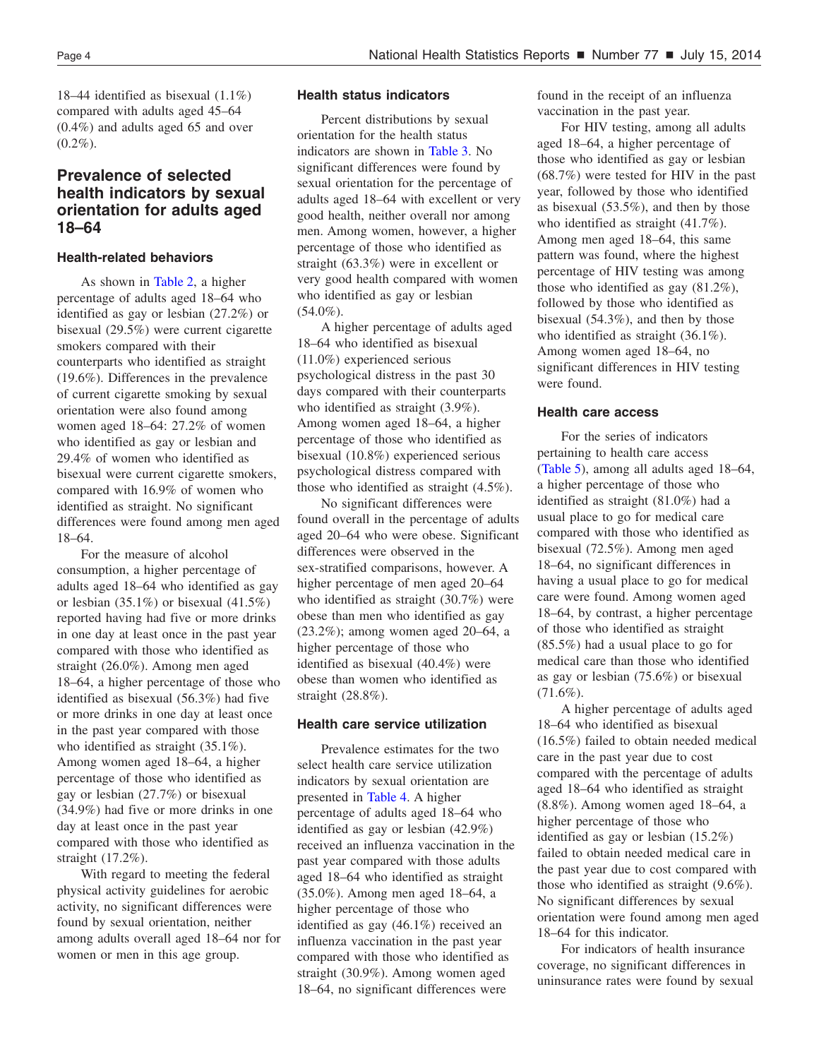18–44 identified as bisexual (1.1%) compared with adults aged 45–64 (0.4%) and adults aged 65 and over (0.2%).

## Prevalence of selected health indicators by sexual orientation for adults aged 18–64

### Health-related behaviors

As shown in Table 2, a higher percentage of adults aged 18–64 who identified as gay or lesbian (27.2%) or bisexual (29.5%) were current cigarette smokers compared with their counterparts who identified as straight (19.6%). Differences in the prevalence of current cigarette smoking by sexual orientation were also found among women aged 18–64: 27.2% of women who identified as gay or lesbian and 29.4% of women who identified as bisexual were current cigarette smokers, compared with 16.9% of women who identified as straight. No significant differences were found among men aged 18–64.

For the measure of alcohol consumption, a higher percentage of adults aged 18–64 who identified as gay or lesbian (35.1%) or bisexual (41.5%) reported having had five or more drinks in one day at least once in the past year compared with those who identified as straight (26.0%). Among men aged 18–64, a higher percentage of those who identified as bisexual (56.3%) had five or more drinks in one day at least once in the past year compared with those who identified as straight (35.1%). Among women aged 18–64, a higher percentage of those who identified as gay or lesbian (27.7%) or bisexual (34.9%) had five or more drinks in one day at least once in the past year compared with those who identified as straight (17.2%).

With regard to meeting the federal physical activity guidelines for aerobic activity, no significant differences were found by sexual orientation, neither among adults overall aged 18–64 nor for women or men in this age group.

### Health status indicators

Percent distributions by sexual orientation for the health status indicators are shown in Table 3. No significant differences were found by sexual orientation for the percentage of adults aged 18–64 with excellent or very good health, neither overall nor among men. Among women, however, a higher percentage of those who identified as straight (63.3%) were in excellent or very good health compared with women who identified as gay or lesbian (54.0%).

A higher percentage of adults aged 18–64 who identified as bisexual (11.0%) experienced serious psychological distress in the past 30 days compared with their counterparts who identified as straight (3.9%). Among women aged 18–64, a higher percentage of those who identified as bisexual (10.8%) experienced serious psychological distress compared with those who identified as straight (4.5%).

No significant differences were found overall in the percentage of adults aged 20–64 who were obese. Significant differences were observed in the sex-stratified comparisons, however. A higher percentage of men aged 20–64 who identified as straight (30.7%) were obese than men who identified as gay (23.2%); among women aged 20–64, a higher percentage of those who identified as bisexual (40.4%) were obese than women who identified as straight (28.8%).

### Health care service utilization

Prevalence estimates for the two select health care service utilization indicators by sexual orientation are presented in Table 4. A higher percentage of adults aged 18–64 who identified as gay or lesbian (42.9%) received an influenza vaccination in the past year compared with those adults aged 18–64 who identified as straight (35.0%). Among men aged 18–64, a higher percentage of those who identified as gay (46.1%) received an influenza vaccination in the past year compared with those who identified as straight (30.9%). Among women aged 18–64, no significant differences were found in the receipt of an influenza vaccination in the past year.

For HIV testing, among all adults aged 18–64, a higher percentage of those who identified as gay or lesbian (68.7%) were tested for HIV in the past year, followed by those who identified as bisexual (53.5%), and then by those who identified as straight (41.7%). Among men aged 18–64, this same pattern was found, where the highest percentage of HIV testing was among those who identified as gay (81.2%), followed by those who identified as bisexual (54.3%), and then by those who identified as straight (36.1%). Among women aged 18–64, no significant differences in HIV testing were found.

### Health care access

For the series of indicators pertaining to health care access (Table 5), among all adults aged 18–64, a higher percentage of those who identified as straight (81.0%) had a usual place to go for medical care compared with those who identified as bisexual (72.5%). Among men aged 18–64, no significant differences in having a usual place to go for medical care were found. Among women aged 18–64, by contrast, a higher percentage of those who identified as straight (85.5%) had a usual place to go for medical care than those who identified as gay or lesbian (75.6%) or bisexual (71.6%).

A higher percentage of adults aged 18–64 who identified as bisexual (16.5%) failed to obtain needed medical care in the past year due to cost compared with the percentage of adults aged 18–64 who identified as straight (8.8%). Among women aged 18–64, a higher percentage of those who identified as gay or lesbian (15.2%) failed to obtain needed medical care in the past year due to cost compared with those who identified as straight (9.6%). No significant differences by sexual orientation were found among men aged 18–64 for this indicator.

For indicators of health insurance coverage, no significant differences in uninsurance rates were found by sexual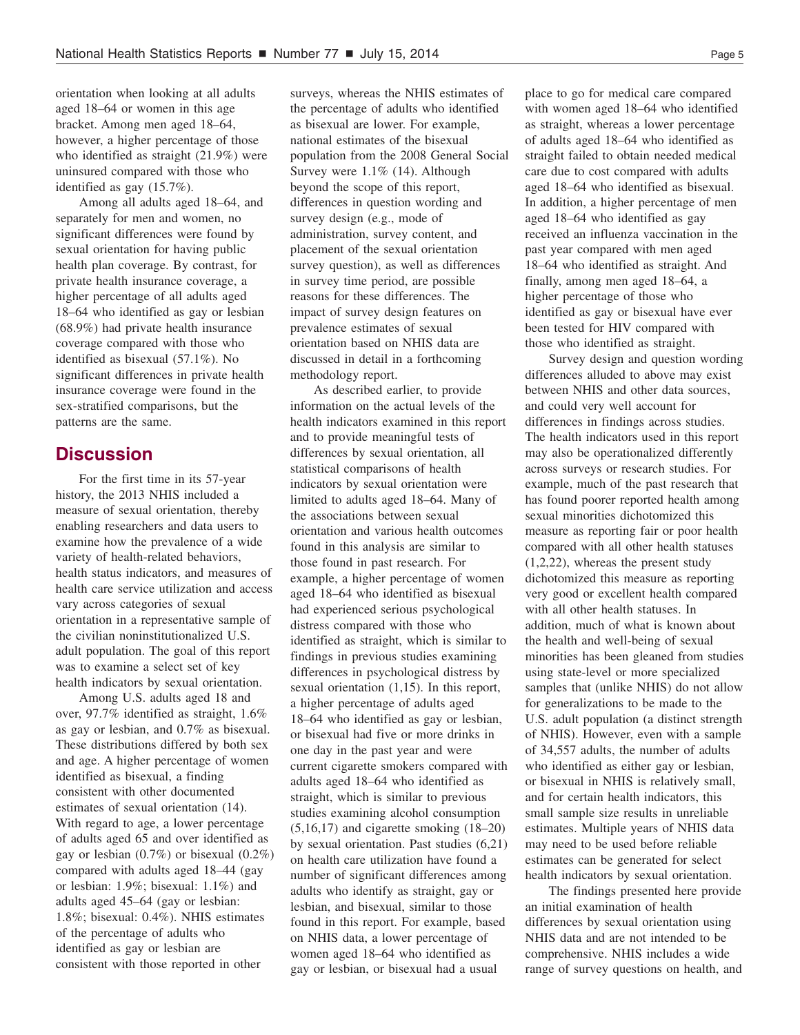orientation when looking at all adults aged 18–64 or women in this age bracket. Among men aged 18–64, however, a higher percentage of those who identified as straight (21.9%) were uninsured compared with those who identified as gay (15.7%).

Among all adults aged 18–64, and separately for men and women, no significant differences were found by sexual orientation for having public health plan coverage. By contrast, for private health insurance coverage, a higher percentage of all adults aged 18–64 who identified as gay or lesbian (68.9%) had private health insurance coverage compared with those who identified as bisexual (57.1%). No significant differences in private health insurance coverage were found in the sex-stratified comparisons, but the patterns are the same.

## Discussion

For the first time in its 57-year history, the 2013 NHIS included a measure of sexual orientation, thereby enabling researchers and data users to examine how the prevalence of a wide variety of health-related behaviors, health status indicators, and measures of health care service utilization and access vary across categories of sexual orientation in a representative sample of the civilian noninstitutionalized U.S. adult population. The goal of this report was to examine a select set of key health indicators by sexual orientation.

Among U.S. adults aged 18 and over, 97.7% identified as straight, 1.6% as gay or lesbian, and 0.7% as bisexual. These distributions differed by both sex and age. A higher percentage of women identified as bisexual, a finding consistent with other documented estimates of sexual orientation (14). With regard to age, a lower percentage of adults aged 65 and over identified as gay or lesbian (0.7%) or bisexual (0.2%) compared with adults aged 18–44 (gay or lesbian: 1.9%; bisexual: 1.1%) and adults aged 45–64 (gay or lesbian: 1.8%; bisexual: 0.4%). NHIS estimates of the percentage of adults who identified as gay or lesbian are consistent with those reported in other surveys, whereas the NHIS estimates of the percentage of adults who identified as bisexual are lower. For example, national estimates of the bisexual population from the 2008 General Social Survey were 1.1% (14). Although beyond the scope of this report, differences in question wording and survey design (e.g., mode of administration, survey content, and placement of the sexual orientation survey question), as well as differences in survey time period, are possible reasons for these differences. The impact of survey design features on prevalence estimates of sexual orientation based on NHIS data are discussed in detail in a forthcoming methodology report.

As described earlier, to provide information on the actual levels of the health indicators examined in this report and to provide meaningful tests of differences by sexual orientation, all statistical comparisons of health indicators by sexual orientation were limited to adults aged 18–64. Many of the associations between sexual orientation and various health outcomes found in this analysis are similar to those found in past research. For example, a higher percentage of women aged 18–64 who identified as bisexual had experienced serious psychological distress compared with those who identified as straight, which is similar to findings in previous studies examining differences in psychological distress by sexual orientation (1,15). In this report, a higher percentage of adults aged 18–64 who identified as gay or lesbian, or bisexual had five or more drinks in one day in the past year and were current cigarette smokers compared with adults aged 18–64 who identified as straight, which is similar to previous studies examining alcohol consumption (5,16,17) and cigarette smoking (18–20) by sexual orientation. Past studies (6,21) on health care utilization have found a number of significant differences among adults who identify as straight, gay or lesbian, and bisexual, similar to those found in this report. For example, based on NHIS data, a lower percentage of women aged 18–64 who identified as gay or lesbian, or bisexual had a usual place to go for medical care compared with women aged 18–64 who identified as straight, whereas a lower percentage of adults aged 18–64 who identified as straight failed to obtain needed medical care due to cost compared with adults aged 18–64 who identified as bisexual. In addition, a higher percentage of men aged 18–64 who identified as gay received an influenza vaccination in the past year compared with men aged 18–64 who identified as straight. And finally, among men aged 18–64, a higher percentage of those who identified as gay or bisexual have ever been tested for HIV compared with those who identified as straight.

Survey design and question wording differences alluded to above may exist between NHIS and other data sources, and could very well account for differences in findings across studies. The health indicators used in this report may also be operationalized differently across surveys or research studies. For example, much of the past research that has found poorer reported health among sexual minorities dichotomized this measure as reporting fair or poor health compared with all other health statuses (1,2,22), whereas the present study dichotomized this measure as reporting very good or excellent health compared with all other health statuses. In addition, much of what is known about the health and well-being of sexual minorities has been gleaned from studies using state-level or more specialized samples that (unlike NHIS) do not allow for generalizations to be made to the U.S. adult population (a distinct strength of NHIS). However, even with a sample of 34,557 adults, the number of adults who identified as either gay or lesbian, or bisexual in NHIS is relatively small, and for certain health indicators, this small sample size results in unreliable estimates. Multiple years of NHIS data may need to be used before reliable estimates can be generated for select health indicators by sexual orientation.

The findings presented here provide an initial examination of health differences by sexual orientation using NHIS data and are not intended to be comprehensive. NHIS includes a wide range of survey questions on health, and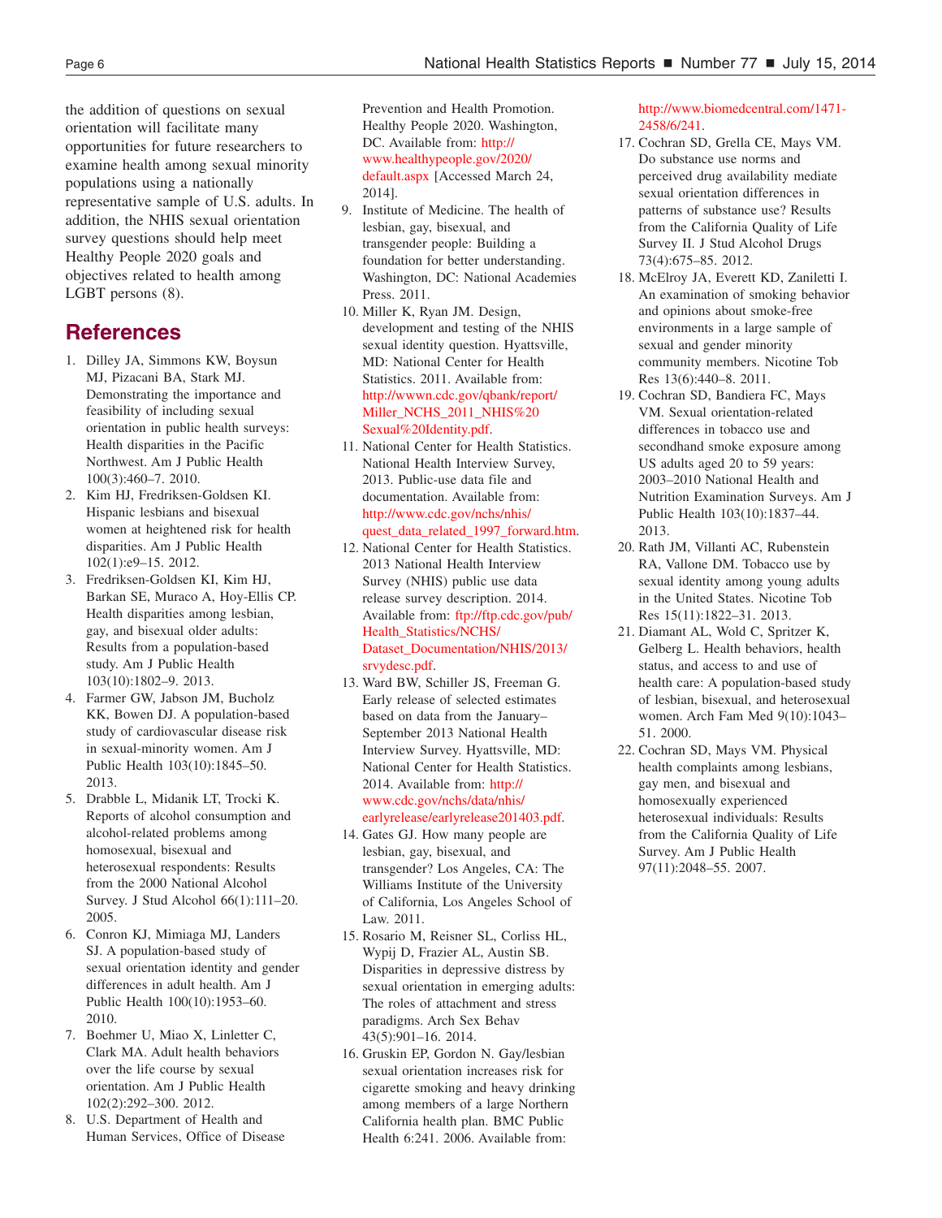the addition of questions on sexual orientation will facilitate many opportunities for future researchers to examine health among sexual minority populations using a nationally representative sample of U.S. adults. In addition, the NHIS sexual orientation survey questions should help meet Healthy People 2020 goals and objectives related to health among LGBT persons (8).

## References

1. Dilley JA, Simmons KW, Boysun MJ, Pizacani BA, Stark MJ. Demonstrating the importance and feasibility of including sexual orientation in public health surveys: Health disparities in the Pacific Northwest. Am J Public Health 100(3):460–7. 2010.
2. Kim HJ, Fredriksen-Goldsen KI. Hispanic lesbians and bisexual women at heightened risk for health disparities. Am J Public Health 102(1):e9–15. 2012.
3. Fredriksen-Goldsen KI, Kim HJ, Barkan SE, Muraco A, Hoy-Ellis CP. Health disparities among lesbian, gay, and bisexual older adults: Results from a population-based study. Am J Public Health 103(10):1802–9. 2013.
4. Farmer GW, Jabson JM, Bucholz KK, Bowen DJ. A population-based study of cardiovascular disease risk in sexual-minority women. Am J Public Health 103(10):1845–50. 2013.
5. Drabble L, Midanik LT, Trocki K. Reports of alcohol consumption and alcohol-related problems among homosexual, bisexual and heterosexual respondents: Results from the 2000 National Alcohol Survey. J Stud Alcohol 66(1):111–20. 2005.
6. Conron KJ, Mimiaga MJ, Landers SJ. A population-based study of sexual orientation identity and gender differences in adult health. Am J Public Health 100(10):1953–60. 2010.
7. Boehmer U, Miao X, Linletter C, Clark MA. Adult health behaviors over the life course by sexual orientation. Am J Public Health 102(2):292–300. 2012.
8. U.S. Department of Health and Human Services, Office of Disease Prevention and Health Promotion. Healthy People 2020. Washington, DC. Available from: http://www.healthypeople.gov/2020/default.aspx [Accessed March 24, 2014].
9. Institute of Medicine. The health of lesbian, gay, bisexual, and transgender people: Building a foundation for better understanding. Washington, DC: National Academies Press. 2011.
10. Miller K, Ryan JM. Design, development and testing of the NHIS sexual identity question. Hyattsville, MD: National Center for Health Statistics. 2011. Available from: http://wwwn.cdc.gov/qbank/report/Miller_NCHS_2011_NHIS%20Sexual%20Identity.pdf.
11. National Center for Health Statistics. National Health Interview Survey, 2013. Public-use data file and documentation. Available from: http://www.cdc.gov/nchs/nhis/quest_data_related_1997_forward.htm.
12. National Center for Health Statistics. 2013 National Health Interview Survey (NHIS) public use data release survey description. 2014. Available from: ftp://ftp.cdc.gov/pub/Health_Statistics/NCHS/Dataset_Documentation/NHIS/2013/srvydesc.pdf.
13. Ward BW, Schiller JS, Freeman G. Early release of selected estimates based on data from the January–September 2013 National Health Interview Survey. Hyattsville, MD: National Center for Health Statistics. 2014. Available from: http://www.cdc.gov/nchs/data/nhis/earlyrelease/earlyrelease201403.pdf.
14. Gates GJ. How many people are lesbian, gay, bisexual, and transgender? Los Angeles, CA: The Williams Institute of the University of California, Los Angeles School of Law. 2011.
15. Rosario M, Reisner SL, Corliss HL, Wypij D, Frazier AL, Austin SB. Disparities in depressive distress by sexual orientation in emerging adults: The roles of attachment and stress paradigms. Arch Sex Behav 43(5):901–16. 2014.
16. Gruskin EP, Gordon N. Gay/lesbian sexual orientation increases risk for cigarette smoking and heavy drinking among members of a large Northern California health plan. BMC Public Health 6:241. 2006. Available from: http://www.biomedcentral.com/1471-2458/6/241.
17. Cochran SD, Grella CE, Mays VM. Do substance use norms and perceived drug availability mediate sexual orientation differences in patterns of substance use? Results from the California Quality of Life Survey II. J Stud Alcohol Drugs 73(4):675–85. 2012.
18. McElroy JA, Everett KD, Zaniletti I. An examination of smoking behavior and opinions about smoke-free environments in a large sample of sexual and gender minority community members. Nicotine Tob Res 13(6):440–8. 2011.
19. Cochran SD, Bandiera FC, Mays VM. Sexual orientation-related differences in tobacco use and secondhand smoke exposure among US adults aged 20 to 59 years: 2003–2010 National Health and Nutrition Examination Surveys. Am J Public Health 103(10):1837–44. 2013.
20. Rath JM, Villanti AC, Rubenstein RA, Vallone DM. Tobacco use by sexual identity among young adults in the United States. Nicotine Tob Res 15(11):1822–31. 2013.
21. Diamant AL, Wold C, Spritzer K, Gelberg L. Health behaviors, health status, and access to and use of health care: A population-based study of lesbian, bisexual, and heterosexual women. Arch Fam Med 9(10):1043–51. 2000.
22. Cochran SD, Mays VM. Physical health complaints among lesbians, gay men, and bisexual and homosexually experienced heterosexual individuals: Results from the California Quality of Life Survey. Am J Public Health 97(11):2048–55. 2007.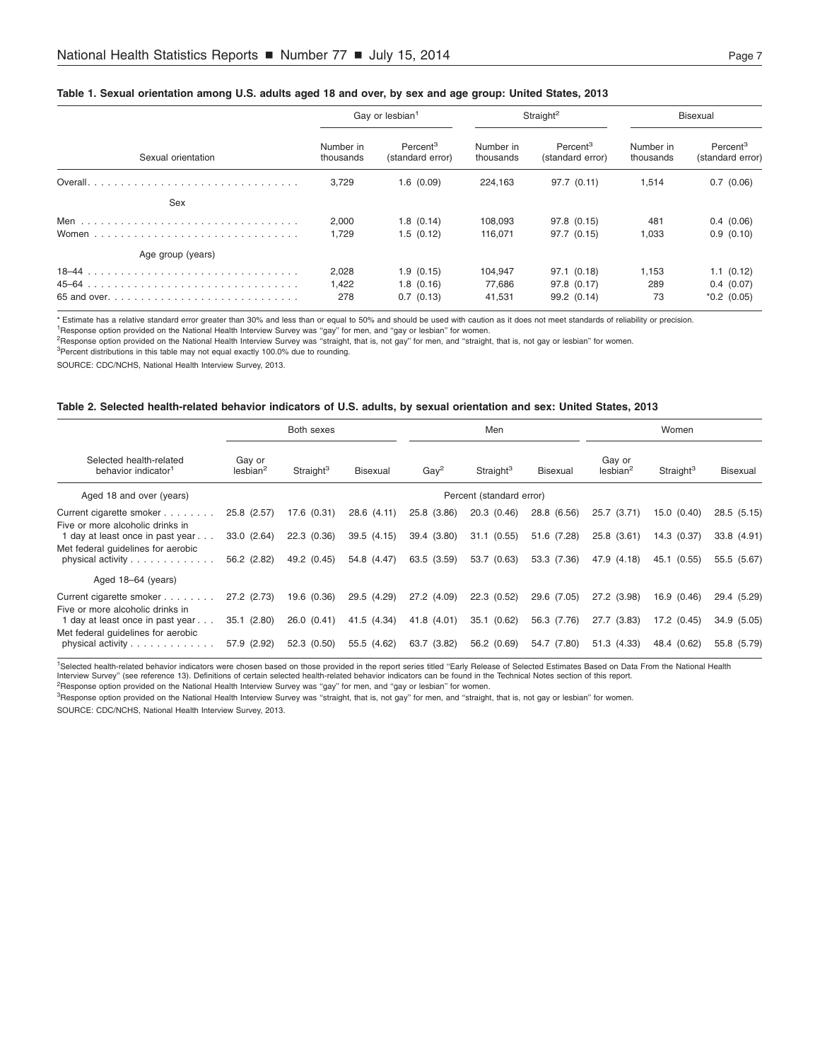**Table 1. Sexual orientation among U.S. adults aged 18 and over, by sex and age group: United States, 2013**

| Sexual orientation | Gay or lesbian[1] | | Straight[2] | | Bisexual | |
|---|---|---|---|---|---|---|
| | Number in thousands | Percent[3] (standard error) | Number in thousands | Percent[3] (standard error) | Number in thousands | Percent[3] (standard error) |
| Overall | 3,729 | 1.6 (0.09) | 224,163 | 97.7 (0.11) | 1,514 | 0.7 (0.06) |
| **Sex** | | | | | | |
| Men | 2,000 | 1.8 (0.14) | 108,093 | 97.8 (0.15) | 481 | 0.4 (0.06) |
| Women | 1,729 | 1.5 (0.12) | 116,071 | 97.7 (0.15) | 1,033 | 0.9 (0.10) |
| **Age group (years)** | | | | | | |
| 18–44 | 2,028 | 1.9 (0.15) | 104,947 | 97.1 (0.18) | 1,153 | 1.1 (0.12) |
| 45–64 | 1,422 | 1.8 (0.16) | 77,686 | 97.8 (0.17) | 289 | 0.4 (0.07) |
| 65 and over | 278 | 0.7 (0.13) | 41,531 | 99.2 (0.14) | 73 | *0.2 (0.05) |

* Estimate has a relative standard error greater than 30% and less than or equal to 50% and should be used with caution as it does not meet standards of reliability or precision.
[1]Response option provided on the National Health Interview Survey was ''gay'' for men, and ''gay or lesbian'' for women.
[2]Response option provided on the National Health Interview Survey was ''straight, that is, not gay'' for men, and ''straight, that is, not gay or lesbian'' for women.
[3]Percent distributions in this table may not equal exactly 100.0% due to rounding.
SOURCE: CDC/NCHS, National Health Interview Survey, 2013.

**Table 2. Selected health-related behavior indicators of U.S. adults, by sexual orientation and sex: United States, 2013**

| Selected health-related behavior indicator[1] | Both sexes | | | Men | | | Women | | |
|---|---|---|---|---|---|---|---|---|---|
| | Gay or lesbian[2] | Straight[3] | Bisexual | Gay[2] | Straight[3] | Bisexual | Gay or lesbian[2] | Straight[3] | Bisexual |
| **Aged 18 and over (years)** | Percent (standard error) | | | | | | | | |
| Current cigarette smoker | 25.8 (2.57) | 17.6 (0.31) | 28.6 (4.11) | 25.8 (3.86) | 20.3 (0.46) | 28.8 (6.56) | 25.7 (3.71) | 15.0 (0.40) | 28.5 (5.15) |
| Five or more alcoholic drinks in 1 day at least once in past year | 33.0 (2.64) | 22.3 (0.36) | 39.5 (4.15) | 39.4 (3.80) | 31.1 (0.55) | 51.6 (7.28) | 25.8 (3.61) | 14.3 (0.37) | 33.8 (4.91) |
| Met federal guidelines for aerobic physical activity | 56.2 (2.82) | 49.2 (0.45) | 54.8 (4.47) | 63.5 (3.59) | 53.7 (0.63) | 53.3 (7.36) | 47.9 (4.18) | 45.1 (0.55) | 55.5 (5.67) |
| **Aged 18–64 (years)** | | | | | | | | | |
| Current cigarette smoker | 27.2 (2.73) | 19.6 (0.36) | 29.5 (4.29) | 27.2 (4.09) | 22.3 (0.52) | 29.6 (7.05) | 27.2 (3.98) | 16.9 (0.46) | 29.4 (5.29) |
| Five or more alcoholic drinks in 1 day at least once in past year | 35.1 (2.80) | 26.0 (0.41) | 41.5 (4.34) | 41.8 (4.01) | 35.1 (0.62) | 56.3 (7.76) | 27.7 (3.83) | 17.2 (0.45) | 34.9 (5.05) |
| Met federal guidelines for aerobic physical activity | 57.9 (2.92) | 52.3 (0.50) | 55.5 (4.62) | 63.7 (3.82) | 56.2 (0.69) | 54.7 (7.80) | 51.3 (4.33) | 48.4 (0.62) | 55.8 (5.79) |

[1]Selected health-related behavior indicators were chosen based on those provided in the report series titled ''Early Release of Selected Estimates Based on Data From the National Health Interview Survey'' (see reference 13). Definitions of certain selected health-related behavior indicators can be found in the Technical Notes section of this report.
[2]Response option provided on the National Health Interview Survey was ''gay'' for men, and ''gay or lesbian'' for women.
[3]Response option provided on the National Health Interview Survey was ''straight, that is, not gay'' for men, and ''straight, that is, not gay or lesbian'' for women.
SOURCE: CDC/NCHS, National Health Interview Survey, 2013.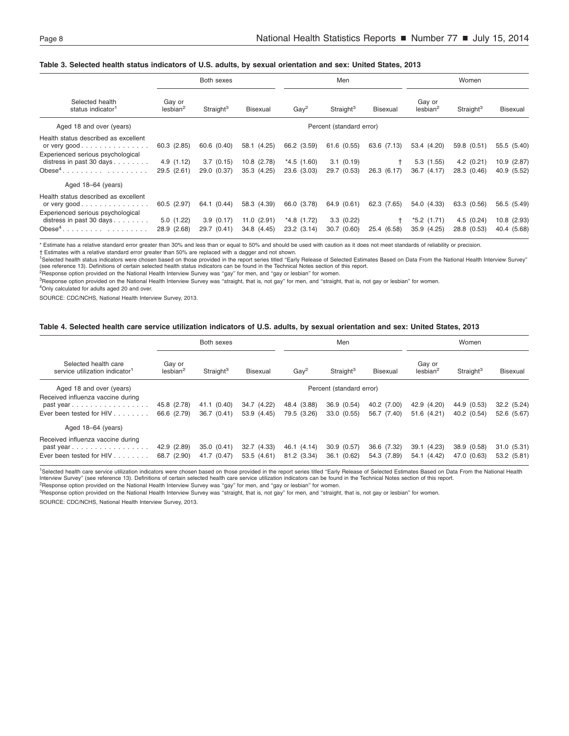**Table 3. Selected health status indicators of U.S. adults, by sexual orientation and sex: United States, 2013**

| Selected health status indicator[1] | Both sexes | | | Men | | | Women | | |
|---|---|---|---|---|---|---|---|---|---|
| | Gay or lesbian[2] | Straight[3] | Bisexual | Gay[2] | Straight[3] | Bisexual | Gay or lesbian[2] | Straight[3] | Bisexual |
| Aged 18 and over (years) | Percent (standard error) | | | | | | | | |
| Health status described as excellent or very good | 60.3 (2.85) | 60.6 (0.40) | 58.1 (4.25) | 66.2 (3.59) | 61.6 (0.55) | 63.6 (7.13) | 53.4 (4.20) | 59.8 (0.51) | 55.5 (5.40) |
| Experienced serious psychological distress in past 30 days | 4.9 (1.12) | 3.7 (0.15) | 10.8 (2.78) | *4.5 (1.60) | 3.1 (0.19) | † | 5.3 (1.55) | 4.2 (0.21) | 10.9 (2.87) |
| Obese[4] | 29.5 (2.61) | 29.0 (0.37) | 35.3 (4.25) | 23.6 (3.03) | 29.7 (0.53) | 26.3 (6.17) | 36.7 (4.17) | 28.3 (0.46) | 40.9 (5.52) |
| Aged 18–64 (years) | | | | | | | | | |
| Health status described as excellent or very good | 60.5 (2.97) | 64.1 (0.44) | 58.3 (4.39) | 66.0 (3.78) | 64.9 (0.61) | 62.3 (7.65) | 54.0 (4.33) | 63.3 (0.56) | 56.5 (5.49) |
| Experienced serious psychological distress in past 30 days | 5.0 (1.22) | 3.9 (0.17) | 11.0 (2.91) | *4.8 (1.72) | 3.3 (0.22) | † | *5.2 (1.71) | 4.5 (0.24) | 10.8 (2.93) |
| Obese[4] | 28.9 (2.68) | 29.7 (0.41) | 34.8 (4.45) | 23.2 (3.14) | 30.7 (0.60) | 25.4 (6.58) | 35.9 (4.25) | 28.8 (0.53) | 40.4 (5.68) |

* Estimate has a relative standard error greater than 30% and less than or equal to 50% and should be used with caution as it does not meet standards of reliability or precision.

† Estimates with a relative standard error greater than 50% are replaced with a dagger and not shown.

[1]Selected health status indicators were chosen based on those provided in the report series titled "Early Release of Selected Estimates Based on Data From the National Health Interview Survey" (see reference 13). Definitions of certain selected health status indicators can be found in the Technical Notes section of this report.

[2]Response option provided on the National Health Interview Survey was "gay" for men, and "gay or lesbian" for women.

[3]Response option provided on the National Health Interview Survey was "straight, that is, not gay" for men, and "straight, that is, not gay or lesbian" for women.

[4]Only calculated for adults aged 20 and over.

SOURCE: CDC/NCHS, National Health Interview Survey, 2013.

**Table 4. Selected health care service utilization indicators of U.S. adults, by sexual orientation and sex: United States, 2013**

| Selected health care service utilization indicator[1] | Both sexes | | | Men | | | Women | | |
|---|---|---|---|---|---|---|---|---|---|
| | Gay or lesbian[2] | Straight[3] | Bisexual | Gay[2] | Straight[3] | Bisexual | Gay or lesbian[2] | Straight[3] | Bisexual |
| Aged 18 and over (years) | Percent (standard error) | | | | | | | | |
| Received influenza vaccine during past year | 45.8 (2.78) | 41.1 (0.40) | 34.7 (4.22) | 48.4 (3.88) | 36.9 (0.54) | 40.2 (7.00) | 42.9 (4.20) | 44.9 (0.53) | 32.2 (5.24) |
| Ever been tested for HIV | 66.6 (2.79) | 36.7 (0.41) | 53.9 (4.45) | 79.5 (3.26) | 33.0 (0.55) | 56.7 (7.40) | 51.6 (4.21) | 40.2 (0.54) | 52.6 (5.67) |
| Aged 18–64 (years) | | | | | | | | | |
| Received influenza vaccine during past year | 42.9 (2.89) | 35.0 (0.41) | 32.7 (4.33) | 46.1 (4.14) | 30.9 (0.57) | 36.6 (7.32) | 39.1 (4.23) | 38.9 (0.58) | 31.0 (5.31) |
| Ever been tested for HIV | 68.7 (2.90) | 41.7 (0.47) | 53.5 (4.61) | 81.2 (3.34) | 36.1 (0.62) | 54.3 (7.89) | 54.1 (4.42) | 47.0 (0.63) | 53.2 (5.81) |

[1]Selected health care service utilization indicators were chosen based on those provided in the report series titled "Early Release of Selected Estimates Based on Data From the National Health Interview Survey" (see reference 13). Definitions of certain selected health care service utilization indicators can be found in the Technical Notes section of this report.

[2]Response option provided on the National Health Interview Survey was "gay" for men, and "gay or lesbian" for women.

[3]Response option provided on the National Health Interview Survey was "straight, that is, not gay" for men, and "straight, that is, not gay or lesbian" for women.

SOURCE: CDC/NCHS, National Health Interview Survey, 2013.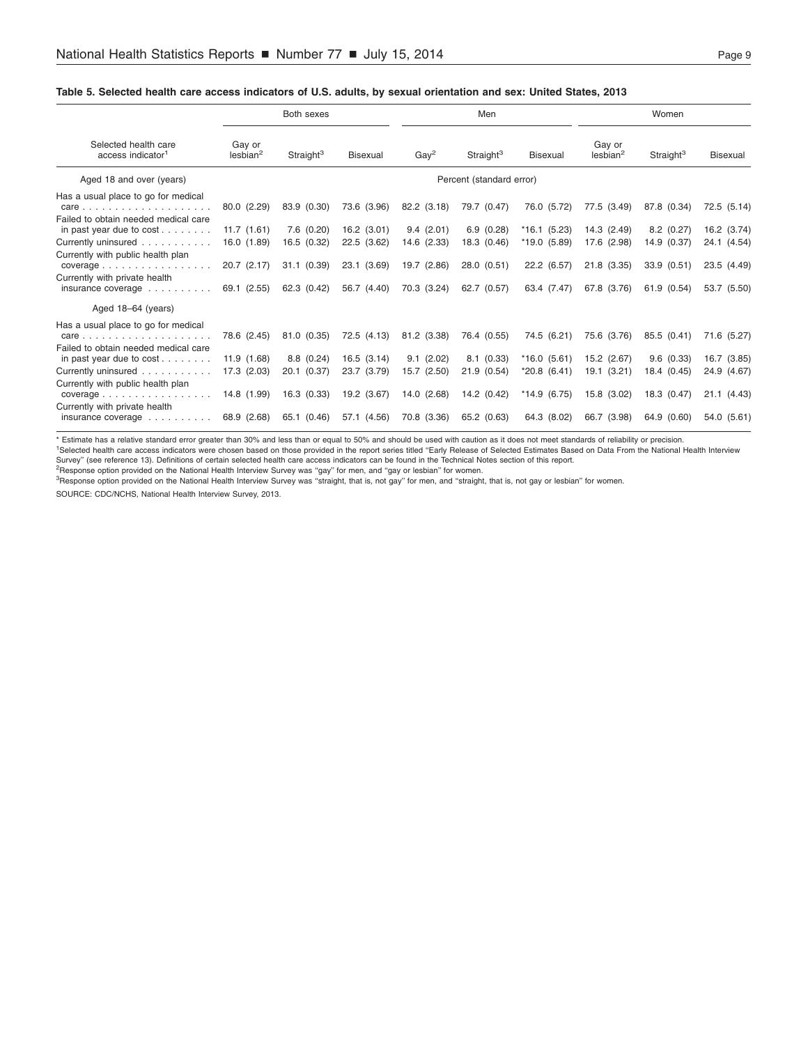**Table 5. Selected health care access indicators of U.S. adults, by sexual orientation and sex: United States, 2013**

| Selected health care access indicator[1] | Both sexes | | | Men | | | Women | | |
|---|---|---|---|---|---|---|---|---|---|
| | Gay or lesbian[2] | Straight[3] | Bisexual | Gay[2] | Straight[3] | Bisexual | Gay or lesbian[2] | Straight[3] | Bisexual |
| Aged 18 and over (years) | Percent (standard error) | | | | | | | | |
| Has a usual place to go for medical care | 80.0 (2.29) | 83.9 (0.30) | 73.6 (3.96) | 82.2 (3.18) | 79.7 (0.47) | 76.0 (5.72) | 77.5 (3.49) | 87.8 (0.34) | 72.5 (5.14) |
| Failed to obtain needed medical care in past year due to cost | 11.7 (1.61) | 7.6 (0.20) | 16.2 (3.01) | 9.4 (2.01) | 6.9 (0.28) | *16.1 (5.23) | 14.3 (2.49) | 8.2 (0.27) | 16.2 (3.74) |
| Currently uninsured | 16.0 (1.89) | 16.5 (0.32) | 22.5 (3.62) | 14.6 (2.33) | 18.3 (0.46) | *19.0 (5.89) | 17.6 (2.98) | 14.9 (0.37) | 24.1 (4.54) |
| Currently with public health plan coverage | 20.7 (2.17) | 31.1 (0.39) | 23.1 (3.69) | 19.7 (2.86) | 28.0 (0.51) | 22.2 (6.57) | 21.8 (3.35) | 33.9 (0.51) | 23.5 (4.49) |
| Currently with private health insurance coverage | 69.1 (2.55) | 62.3 (0.42) | 56.7 (4.40) | 70.3 (3.24) | 62.7 (0.57) | 63.4 (7.47) | 67.8 (3.76) | 61.9 (0.54) | 53.7 (5.50) |
| Aged 18–64 (years) | | | | | | | | | |
| Has a usual place to go for medical care | 78.6 (2.45) | 81.0 (0.35) | 72.5 (4.13) | 81.2 (3.38) | 76.4 (0.55) | 74.5 (6.21) | 75.6 (3.76) | 85.5 (0.41) | 71.6 (5.27) |
| Failed to obtain needed medical care in past year due to cost | 11.9 (1.68) | 8.8 (0.24) | 16.5 (3.14) | 9.1 (2.02) | 8.1 (0.33) | *16.0 (5.61) | 15.2 (2.67) | 9.6 (0.33) | 16.7 (3.85) |
| Currently uninsured | 17.3 (2.03) | 20.1 (0.37) | 23.7 (3.79) | 15.7 (2.50) | 21.9 (0.54) | *20.8 (6.41) | 19.1 (3.21) | 18.4 (0.45) | 24.9 (4.67) |
| Currently with public health plan coverage | 14.8 (1.99) | 16.3 (0.33) | 19.2 (3.67) | 14.0 (2.68) | 14.2 (0.42) | *14.9 (6.75) | 15.8 (3.02) | 18.3 (0.47) | 21.1 (4.43) |
| Currently with private health insurance coverage | 68.9 (2.68) | 65.1 (0.46) | 57.1 (4.56) | 70.8 (3.36) | 65.2 (0.63) | 64.3 (8.02) | 66.7 (3.98) | 64.9 (0.60) | 54.0 (5.61) |

* Estimate has a relative standard error greater than 30% and less than or equal to 50% and should be used with caution as it does not meet standards of reliability or precision.

[1]Selected health care access indicators were chosen based on those provided in the report series titled ''Early Release of Selected Estimates Based on Data From the National Health Interview Survey'' (see reference 13). Definitions of certain selected health care access indicators can be found in the Technical Notes section of this report.

[2]Response option provided on the National Health Interview Survey was ''gay'' for men, and ''gay or lesbian'' for women.

[3]Response option provided on the National Health Interview Survey was ''straight, that is, not gay'' for men, and ''straight, that is, not gay or lesbian'' for women.

SOURCE: CDC/NCHS, National Health Interview Survey, 2013.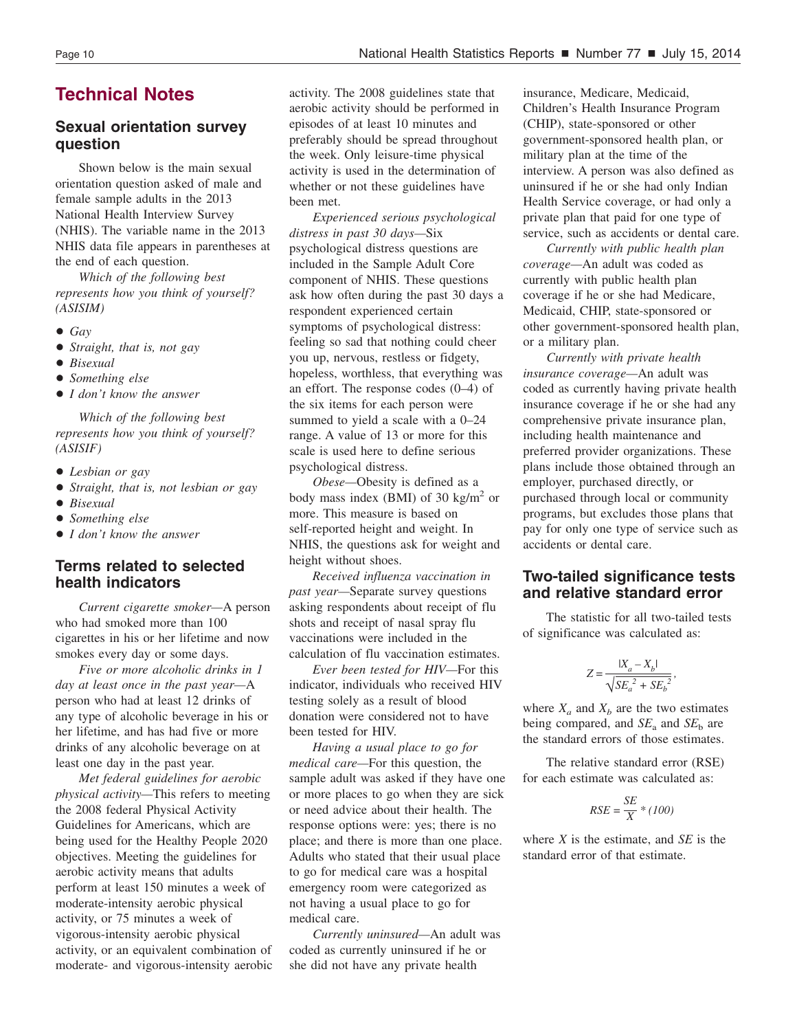# Technical Notes

## Sexual orientation survey question

Shown below is the main sexual orientation question asked of male and female sample adults in the 2013 National Health Interview Survey (NHIS). The variable name in the 2013 NHIS data file appears in parentheses at the end of each question.

*Which of the following best represents how you think of yourself? (ASISIM)*

- *Gay*
- *Straight, that is, not gay*
- *Bisexual*
- *Something else*
- *I don't know the answer*

*Which of the following best represents how you think of yourself? (ASISIF)*

- *Lesbian or gay*
- *Straight, that is, not lesbian or gay*
- *Bisexual*
- *Something else*
- *I don't know the answer*

## Terms related to selected health indicators

*Current cigarette smoker*—A person who had smoked more than 100 cigarettes in his or her lifetime and now smokes every day or some days.

*Five or more alcoholic drinks in 1 day at least once in the past year*—A person who had at least 12 drinks of any type of alcoholic beverage in his or her lifetime, and has had five or more drinks of any alcoholic beverage on at least one day in the past year.

*Met federal guidelines for aerobic physical activity*—This refers to meeting the 2008 federal Physical Activity Guidelines for Americans, which are being used for the Healthy People 2020 objectives. Meeting the guidelines for aerobic activity means that adults perform at least 150 minutes a week of moderate-intensity aerobic physical activity, or 75 minutes a week of vigorous-intensity aerobic physical activity, or an equivalent combination of moderate- and vigorous-intensity aerobic activity. The 2008 guidelines state that aerobic activity should be performed in episodes of at least 10 minutes and preferably should be spread throughout the week. Only leisure-time physical activity is used in the determination of whether or not these guidelines have been met.

*Experienced serious psychological distress in past 30 days*—Six psychological distress questions are included in the Sample Adult Core component of NHIS. These questions ask how often during the past 30 days a respondent experienced certain symptoms of psychological distress: feeling so sad that nothing could cheer you up, nervous, restless or fidgety, hopeless, worthless, that everything was an effort. The response codes (0–4) of the six items for each person were summed to yield a scale with a 0–24 range. A value of 13 or more for this scale is used here to define serious psychological distress.

*Obese*—Obesity is defined as a body mass index (BMI) of 30 $kg/m^2$ or more. This measure is based on self-reported height and weight. In NHIS, the questions ask for weight and height without shoes.

*Received influenza vaccination in past year*—Separate survey questions asking respondents about receipt of flu shots and receipt of nasal spray flu vaccinations were included in the calculation of flu vaccination estimates.

*Ever been tested for HIV*—For this indicator, individuals who received HIV testing solely as a result of blood donation were considered not to have been tested for HIV.

*Having a usual place to go for medical care*—For this question, the sample adult was asked if they have one or more places to go when they are sick or need advice about their health. The response options were: yes; there is no place; and there is more than one place. Adults who stated that their usual place to go for medical care was a hospital emergency room were categorized as not having a usual place to go for medical care.

*Currently uninsured*—An adult was coded as currently uninsured if he or she did not have any private health insurance, Medicare, Medicaid, Children's Health Insurance Program (CHIP), state-sponsored or other government-sponsored health plan, or military plan at the time of the interview. A person was also defined as uninsured if he or she had only Indian Health Service coverage, or had only a private plan that paid for one type of service, such as accidents or dental care.

*Currently with public health plan coverage*—An adult was coded as currently with public health plan coverage if he or she had Medicare, Medicaid, CHIP, state-sponsored or other government-sponsored health plan, or a military plan.

*Currently with private health insurance coverage*—An adult was coded as currently having private health insurance coverage if he or she had any comprehensive private insurance plan, including health maintenance and preferred provider organizations. These plans include those obtained through an employer, purchased directly, or purchased through local or community programs, but excludes those plans that pay for only one type of service such as accidents or dental care.

## Two-tailed significance tests and relative standard error

The statistic for all two-tailed tests of significance was calculated as:

$$Z = \frac{|X_a - X_b|}{\sqrt{SE_a^{\,2} + SE_b^{\,2}}},$$

where $X_a$ and $X_b$ are the two estimates being compared, and $SE_a$ and $SE_b$ are the standard errors of those estimates.

The relative standard error (RSE) for each estimate was calculated as:

$$RSE = \frac{SE}{X} * (100)$$

where $X$ is the estimate, and $SE$ is the standard error of that estimate.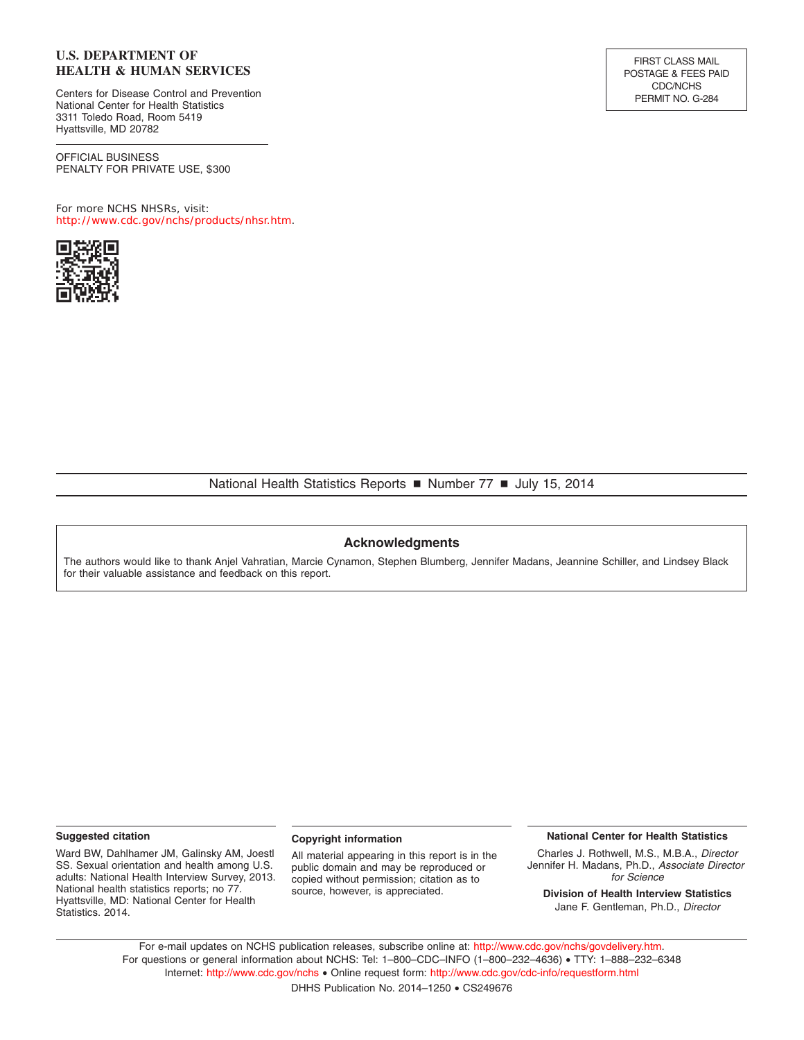**U.S. DEPARTMENT OF HEALTH & HUMAN SERVICES**

Centers for Disease Control and Prevention
National Center for Health Statistics
3311 Toledo Road, Room 5419
Hyattsville, MD 20782

OFFICIAL BUSINESS
PENALTY FOR PRIVATE USE, $300

FIRST CLASS MAIL
POSTAGE & FEES PAID
CDC/NCHS
PERMIT NO. G-284

For more NCHS NHSRs, visit:
http://www.cdc.gov/nchs/products/nhsr.htm.

National Health Statistics Reports ■ Number 77 ■ July 15, 2014

## Acknowledgments

The authors would like to thank Anjel Vahratian, Marcie Cynamon, Stephen Blumberg, Jennifer Madans, Jeannine Schiller, and Lindsey Black for their valuable assistance and feedback on this report.

**Suggested citation**

Ward BW, Dahlhamer JM, Galinsky AM, Joestl SS. Sexual orientation and health among U.S. adults: National Health Interview Survey, 2013. National health statistics reports; no 77. Hyattsville, MD: National Center for Health Statistics. 2014.

**Copyright information**

All material appearing in this report is in the public domain and may be reproduced or copied without permission; citation as to source, however, is appreciated.

**National Center for Health Statistics**

Charles J. Rothwell, M.S., M.B.A., *Director*
Jennifer H. Madans, Ph.D., *Associate Director for Science*

**Division of Health Interview Statistics**

Jane F. Gentleman, Ph.D., *Director*

For e-mail updates on NCHS publication releases, subscribe online at: http://www.cdc.gov/nchs/govdelivery.htm.
For questions or general information about NCHS: Tel: 1–800–CDC–INFO (1–800–232–4636) • TTY: 1–888–232–6348
Internet: http://www.cdc.gov/nchs • Online request form: http://www.cdc.gov/cdc-info/requestform.html

DHHS Publication No. 2014–1250 • CS249676